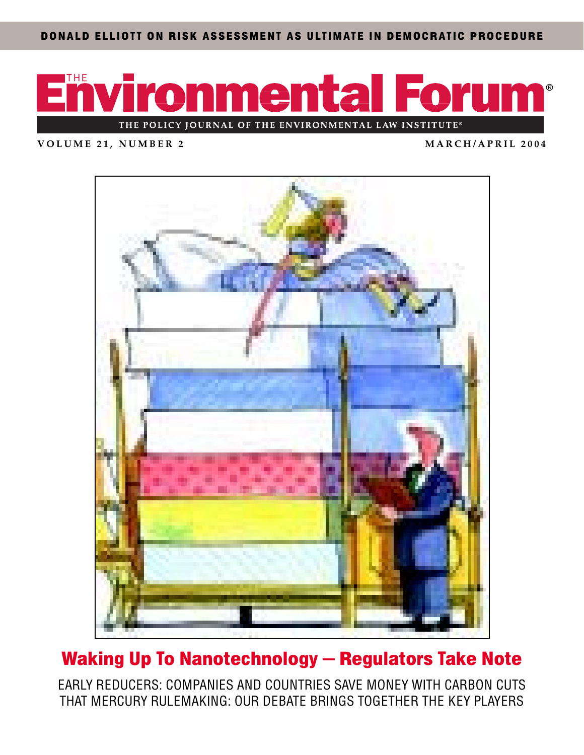DONALD ELLIOTT ON RISK ASSESSMENT AS ULTIMATE IN DEMOCRATIC PROCEDURE

# THE Environmental Forum®

THE POLICY JOURNAL OF THE ENVIRONMENTAL LAW INSTITUTE®

VOLUME 21, NUMBER 2 MARCH/APRIL 2004

## Waking Up To Nanotechnology — Regulators Take Note

EARLY REDUCERS: COMPANIES AND COUNTRIES SAVE MONEY WITH CARBON CUTS

THAT MERCURY RULEMAKING: OUR DEBATE BRINGS TOGETHER THE KEY PLAYERS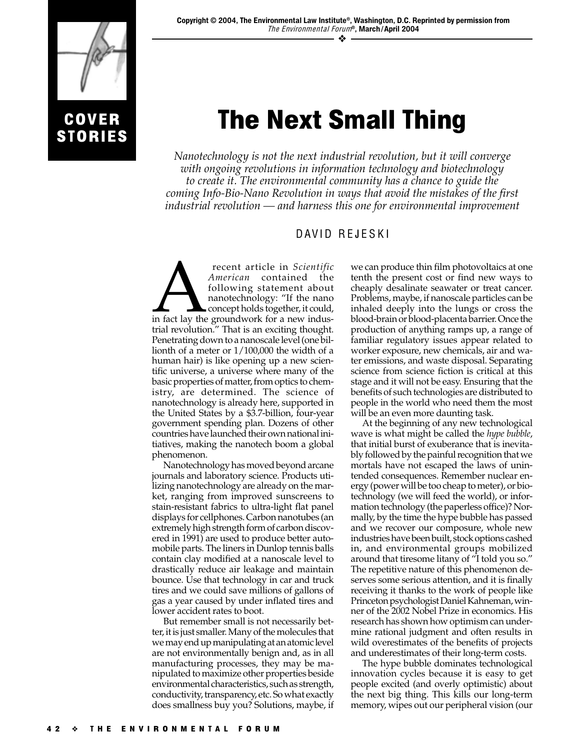Copyright © 2004, The Environmental Law Institute®, Washington, D.C. Reprinted by permission from *The Environmental Forum*®, March/April 2004

COVER STORIES

# The Next Small Thing

*Nanotechnology is not the next industrial revolution, but it will converge with ongoing revolutions in information technology and biotechnology to create it. The environmental community has a chance to guide the coming Info-Bio-Nano Revolution in ways that avoid the mistakes of the first industrial revolution — and harness this one for environmental improvement*

DAVID REJESKI

A recent article in *Scientific American* contained the following statement about nanotechnology: "If the nano concept holds together, it could, in fact lay the groundwork for a new industrial revolution." That is an exciting thought. Penetrating down to a nanoscale level (one billionth of a meter or 1/100,000 the width of a human hair) is like opening up a new scientific universe, a universe where many of the basic properties of matter, from optics to chemistry, are determined. The science of nanotechnology is already here, supported in the United States by a $3.7-billion, four-year government spending plan. Dozens of other countries have launched their own national initiatives, making the nanotech boom a global phenomenon.

Nanotechnology has moved beyond arcane journals and laboratory science. Products utilizing nanotechnology are already on the market, ranging from improved sunscreens to stain-resistant fabrics to ultra-light flat panel displays for cellphones. Carbon nanotubes (an extremely high strength form of carbon discovered in 1991) are used to produce better automobile parts. The liners in Dunlop tennis balls contain clay modified at a nanoscale level to drastically reduce air leakage and maintain bounce. Use that technology in car and truck tires and we could save millions of gallons of gas a year caused by under inflated tires and lower accident rates to boot.

But remember small is not necessarily better, it is just smaller. Many of the molecules that we may end up manipulating at an atomic level are not environmentally benign and, as in all manufacturing processes, they may be manipulated to maximize other properties beside environmental characteristics, such as strength, conductivity, transparency, etc. So what exactly does smallness buy you? Solutions, maybe, if we can produce thin film photovoltaics at one tenth the present cost or find new ways to cheaply desalinate seawater or treat cancer. Problems, maybe, if nanoscale particles can be inhaled deeply into the lungs or cross the blood-brain or blood-placenta barrier. Once the production of anything ramps up, a range of familiar regulatory issues appear related to worker exposure, new chemicals, air and water emissions, and waste disposal. Separating science from science fiction is critical at this stage and it will not be easy. Ensuring that the benefits of such technologies are distributed to people in the world who need them the most will be an even more daunting task.

At the beginning of any new technological wave is what might be called the *hype bubble*, that initial burst of exuberance that is inevitably followed by the painful recognition that we mortals have not escaped the laws of unintended consequences. Remember nuclear energy (power will be too cheap to meter), or biotechnology (we will feed the world), or information technology (the paperless office)? Normally, by the time the hype bubble has passed and we recover our composure, whole new industries have been built, stock options cashed in, and environmental groups mobilized around that tiresome litany of "I told you so." The repetitive nature of this phenomenon deserves some serious attention, and it is finally receiving it thanks to the work of people like Princeton psychologist Daniel Kahneman, winner of the 2002 Nobel Prize in economics. His research has shown how optimism can undermine rational judgment and often results in wild overestimates of the benefits of projects and underestimates of their long-term costs.

The hype bubble dominates technological innovation cycles because it is easy to get people excited (and overly optimistic) about the next big thing. This kills our long-term memory, wipes out our peripheral vision (our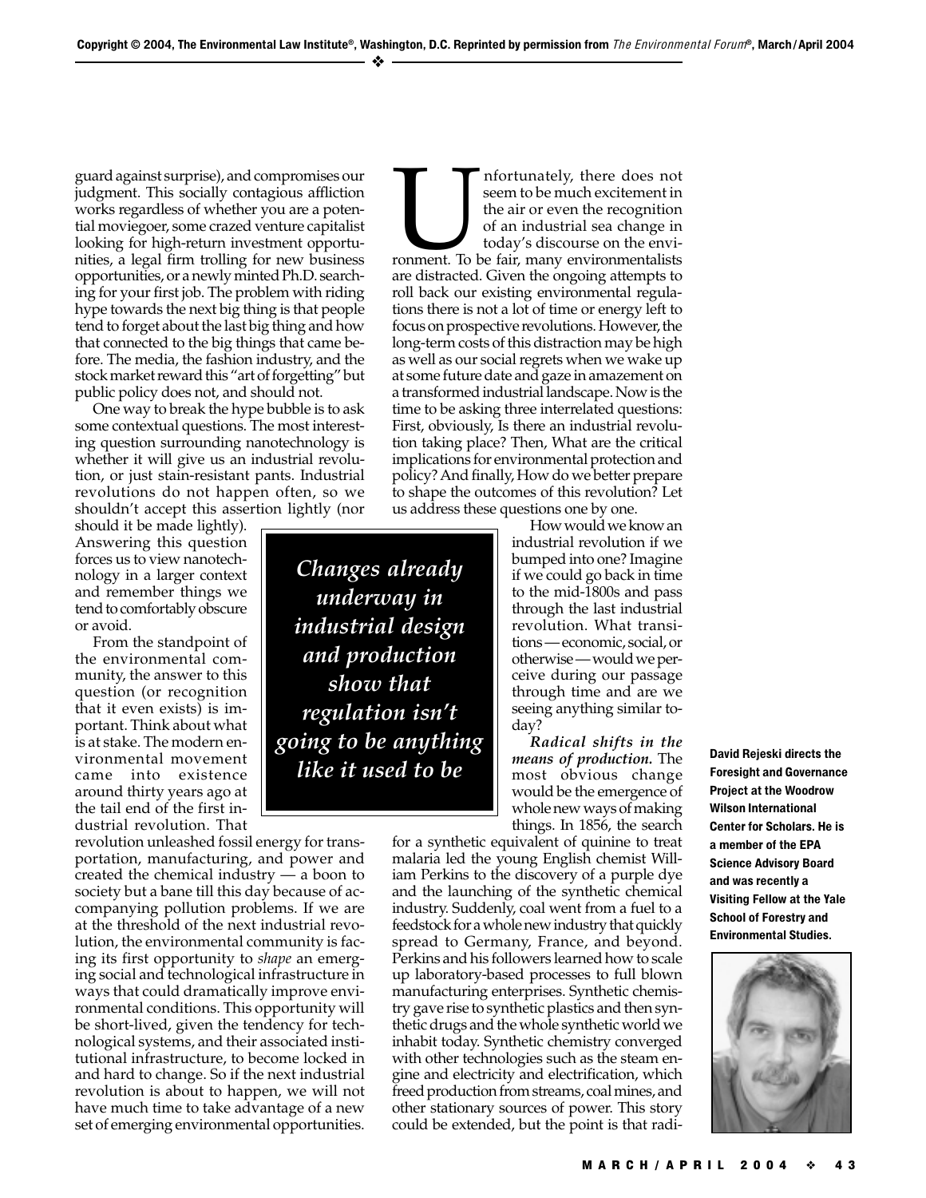guard against surprise), and compromises our judgment. This socially contagious affliction works regardless of whether you are a potential moviegoer, some crazed venture capitalist looking for high-return investment opportunities, a legal firm trolling for new business opportunities, or a newly minted Ph.D. searching for your first job. The problem with riding hype towards the next big thing is that people tend to forget about the last big thing and how that connected to the big things that came before. The media, the fashion industry, and the stock market reward this "art of forgetting" but public policy does not, and should not.

One way to break the hype bubble is to ask some contextual questions. The most interesting question surrounding nanotechnology is whether it will give us an industrial revolution, or just stain-resistant pants. Industrial revolutions do not happen often, so we shouldn't accept this assertion lightly (nor should it be made lightly). Answering this question forces us to view nanotechnology in a larger context and remember things we tend to comfortably obscure or avoid.

From the standpoint of the environmental community, the answer to this question (or recognition that it even exists) is important. Think about what is at stake. The modern environmental movement came into existence around thirty years ago at the tail end of the first industrial revolution. That revolution unleashed fossil energy for transportation, manufacturing, and power and created the chemical industry — a boon to society but a bane till this day because of accompanying pollution problems. If we are at the threshold of the next industrial revolution, the environmental community is facing its first opportunity to *shape* an emerging social and technological infrastructure in ways that could dramatically improve environmental conditions. This opportunity will be short-lived, given the tendency for technological systems, and their associated institutional infrastructure, to become locked in and hard to change. So if the next industrial revolution is about to happen, we will not have much time to take advantage of a new set of emerging environmental opportunities.

Unfortunately, there does not seem to be much excitement in the air or even the recognition of an industrial sea change in today's discourse on the environment. To be fair, many environmentalists are distracted. Given the ongoing attempts to roll back our existing environmental regulations there is not a lot of time or energy left to focus on prospective revolutions. However, the long-term costs of this distraction may be high as well as our social regrets when we wake up at some future date and gaze in amazement on a transformed industrial landscape. Now is the time to be asking three interrelated questions: First, obviously, Is there an industrial revolution taking place? Then, What are the critical implications for environmental protection and policy? And finally, How do we better prepare to shape the outcomes of this revolution? Let us address these questions one by one.

> ***Changes already underway in industrial design and production show that regulation isn't going to be anything like it used to be***

How would we know an industrial revolution if we bumped into one? Imagine if we could go back in time to the mid-1800s and pass through the last industrial revolution. What transitions — economic, social, or otherwise — would we perceive during our passage through time and are we seeing anything similar today?

***Radical shifts in the means of production.*** The most obvious change would be the emergence of whole new ways of making things. In 1856, the search for a synthetic equivalent of quinine to treat malaria led the young English chemist William Perkins to the discovery of a purple dye and the launching of the synthetic chemical industry. Suddenly, coal went from a fuel to a feedstock for a whole new industry that quickly spread to Germany, France, and beyond. Perkins and his followers learned how to scale up laboratory-based processes to full blown manufacturing enterprises. Synthetic chemistry gave rise to synthetic plastics and then synthetic drugs and the whole synthetic world we inhabit today. Synthetic chemistry converged with other technologies such as the steam engine and electricity and electrification, which freed production from streams, coal mines, and other stationary sources of power. This story could be extended, but the point is that radi-

**David Rejeski directs the Foresight and Governance Project at the Woodrow Wilson International Center for Scholars. He is a member of the EPA Science Advisory Board and was recently a Visiting Fellow at the Yale School of Forestry and Environmental Studies.**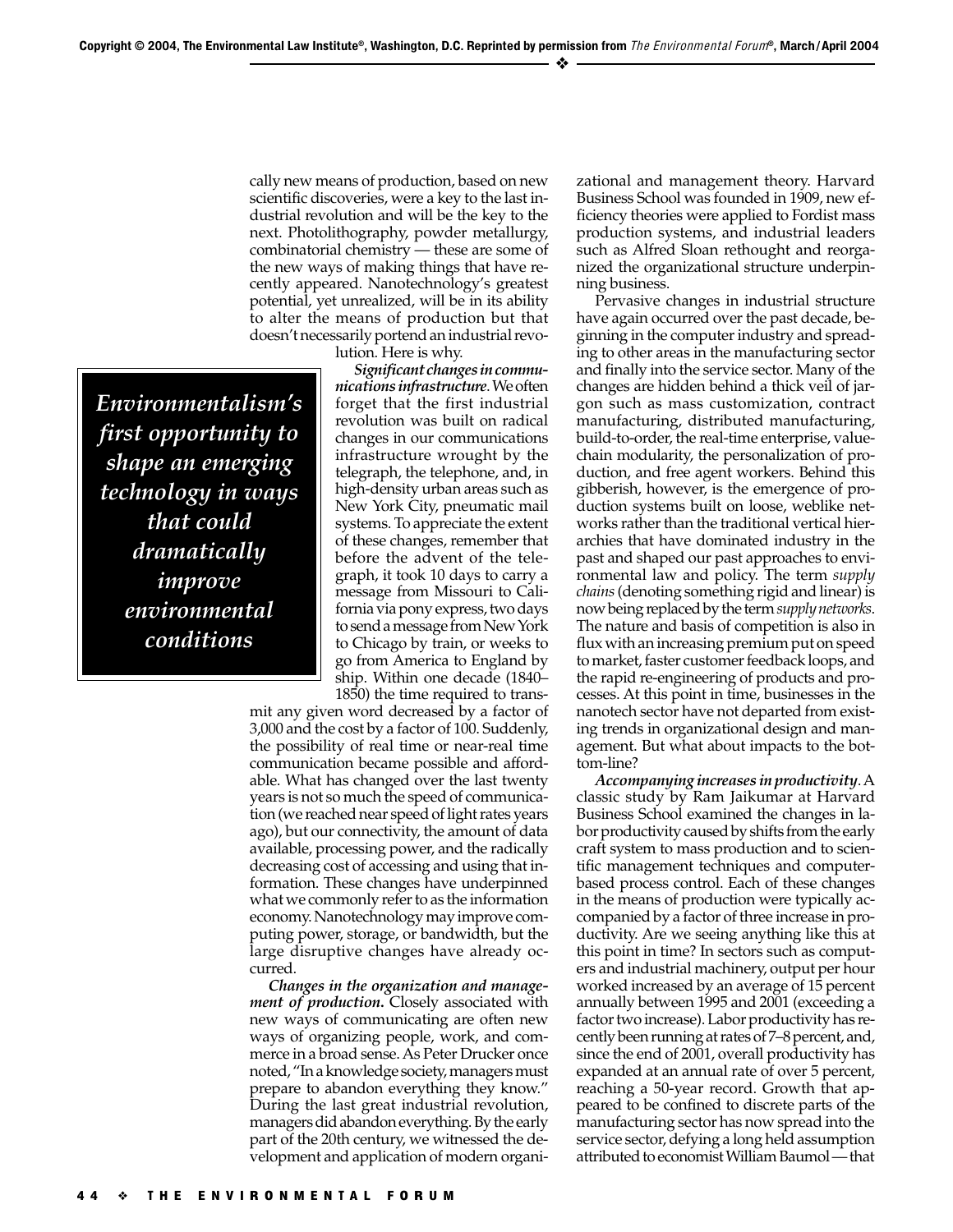cally new means of production, based on new scientific discoveries, were a key to the last industrial revolution and will be the key to the next. Photolithography, powder metallurgy, combinatorial chemistry — these are some of the new ways of making things that have recently appeared. Nanotechnology's greatest potential, yet unrealized, will be in its ability to alter the means of production but that doesn't necessarily portend an industrial revolution. Here is why.

> ***Environmentalism's first opportunity to shape an emerging technology in ways that could dramatically improve environmental conditions***

***Significant changes in communications infrastructure***. We often forget that the first industrial revolution was built on radical changes in our communications infrastructure wrought by the telegraph, the telephone, and, in high-density urban areas such as New York City, pneumatic mail systems. To appreciate the extent of these changes, remember that before the advent of the telegraph, it took 10 days to carry a message from Missouri to California via pony express, two days to send a message from New York to Chicago by train, or weeks to go from America to England by ship. Within one decade (1840–1850) the time required to transmit any given word decreased by a factor of 3,000 and the cost by a factor of 100. Suddenly, the possibility of real time or near-real time communication became possible and affordable. What has changed over the last twenty years is not so much the speed of communication (we reached near speed of light rates years ago), but our connectivity, the amount of data available, processing power, and the radically decreasing cost of accessing and using that information. These changes have underpinned what we commonly refer to as the information economy. Nanotechnology may improve computing power, storage, or bandwidth, but the large disruptive changes have already occurred.

***Changes in the organization and management of production.*** Closely associated with new ways of communicating are often new ways of organizing people, work, and commerce in a broad sense. As Peter Drucker once noted, "In a knowledge society, managers must prepare to abandon everything they know." During the last great industrial revolution, managers did abandon everything. By the early part of the 20th century, we witnessed the development and application of modern organizational and management theory. Harvard Business School was founded in 1909, new efficiency theories were applied to Fordist mass production systems, and industrial leaders such as Alfred Sloan rethought and reorganized the organizational structure underpinning business.

Pervasive changes in industrial structure have again occurred over the past decade, beginning in the computer industry and spreading to other areas in the manufacturing sector and finally into the service sector. Many of the changes are hidden behind a thick veil of jargon such as mass customization, contract manufacturing, distributed manufacturing, build-to-order, the real-time enterprise, value-chain modularity, the personalization of production, and free agent workers. Behind this gibberish, however, is the emergence of production systems built on loose, weblike networks rather than the traditional vertical hierarchies that have dominated industry in the past and shaped our past approaches to environmental law and policy. The term *supply chains* (denoting something rigid and linear) is now being replaced by the term *supply networks*. The nature and basis of competition is also in flux with an increasing premium put on speed to market, faster customer feedback loops, and the rapid re-engineering of products and processes. At this point in time, businesses in the nanotech sector have not departed from existing trends in organizational design and management. But what about impacts to the bottom-line?

***Accompanying increases in productivity***. A classic study by Ram Jaikumar at Harvard Business School examined the changes in labor productivity caused by shifts from the early craft system to mass production and to scientific management techniques and computer-based process control. Each of these changes in the means of production were typically accompanied by a factor of three increase in productivity. Are we seeing anything like this at this point in time? In sectors such as computers and industrial machinery, output per hour worked increased by an average of 15 percent annually between 1995 and 2001 (exceeding a factor two increase). Labor productivity has recently been running at rates of 7–8 percent, and, since the end of 2001, overall productivity has expanded at an annual rate of over 5 percent, reaching a 50-year record. Growth that appeared to be confined to discrete parts of the manufacturing sector has now spread into the service sector, defying a long held assumption attributed to economist William Baumol — that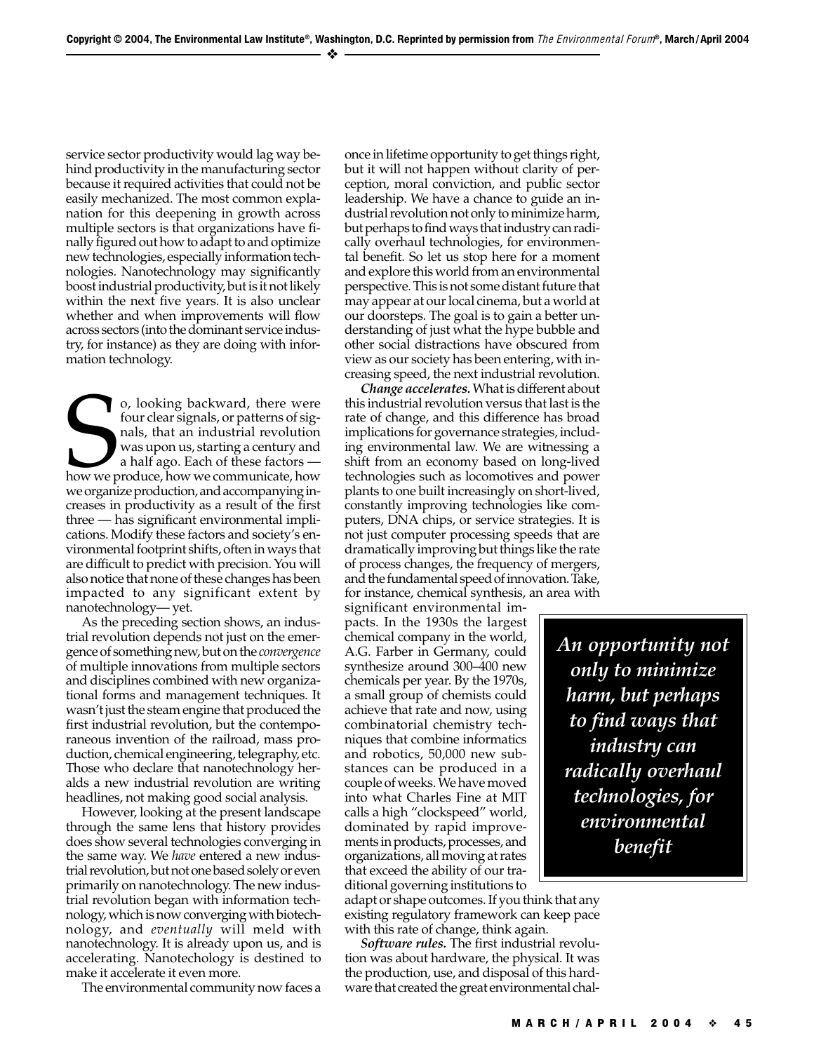service sector productivity would lag way behind productivity in the manufacturing sector because it required activities that could not be easily mechanized. The most common explanation for this deepening in growth across multiple sectors is that organizations have finally figured out how to adapt to and optimize new technologies, especially information technologies. Nanotechnology may significantly boost industrial productivity, but is it not likely within the next five years. It is also unclear whether and when improvements will flow across sectors (into the dominant service industry, for instance) as they are doing with information technology.

So, looking backward, there were four clear signals, or patterns of signals, that an industrial revolution was upon us, starting a century and a half ago. Each of these factors — how we produce, how we communicate, how we organize production, and accompanying increases in productivity as a result of the first three — has significant environmental implications. Modify these factors and society's environmental footprint shifts, often in ways that are difficult to predict with precision. You will also notice that none of these changes has been impacted to any significant extent by nanotechnology— yet.

As the preceding section shows, an industrial revolution depends not just on the emergence of something new, but on the *convergence* of multiple innovations from multiple sectors and disciplines combined with new organizational forms and management techniques. It wasn't just the steam engine that produced the first industrial revolution, but the contemporaneous invention of the railroad, mass production, chemical engineering, telegraphy, etc. Those who declare that nanotechnology heralds a new industrial revolution are writing headlines, not making good social analysis.

However, looking at the present landscape through the same lens that history provides does show several technologies converging in the same way. We *have* entered a new industrial revolution, but not one based solely or even primarily on nanotechnology. The new industrial revolution began with information technology, which is now converging with biotechnology, and *eventually* will meld with nanotechnology. It is already upon us, and is accelerating. Nanotechology is destined to make it accelerate it even more.

The environmental community now faces a once in lifetime opportunity to get things right, but it will not happen without clarity of perception, moral conviction, and public sector leadership. We have a chance to guide an industrial revolution not only to minimize harm, but perhaps to find ways that industry can radically overhaul technologies, for environmental benefit. So let us stop here for a moment and explore this world from an environmental perspective. This is not some distant future that may appear at our local cinema, but a world at our doorsteps. The goal is to gain a better understanding of just what the hype bubble and other social distractions have obscured from view as our society has been entering, with increasing speed, the next industrial revolution.

***Change accelerates.*** What is different about this industrial revolution versus that last is the rate of change, and this difference has broad implications for governance strategies, including environmental law. We are witnessing a shift from an economy based on long-lived technologies such as locomotives and power plants to one built increasingly on short-lived, constantly improving technologies like computers, DNA chips, or service strategies. It is not just computer processing speeds that are dramatically improving but things like the rate of process changes, the frequency of mergers, and the fundamental speed of innovation. Take, for instance, chemical synthesis, an area with significant environmental impacts. In the 1930s the largest chemical company in the world, A.G. Farber in Germany, could synthesize around 300–400 new chemicals per year. By the 1970s, a small group of chemists could achieve that rate and now, using combinatorial chemistry techniques that combine informatics and robotics, 50,000 new substances can be produced in a couple of weeks. We have moved into what Charles Fine at MIT calls a high "clockspeed" world, dominated by rapid improvements in products, processes, and organizations, all moving at rates that exceed the ability of our traditional governing institutions to adapt or shape outcomes. If you think that any existing regulatory framework can keep pace with this rate of change, think again.

> ***An opportunity not only to minimize harm, but perhaps to find ways that industry can radically overhaul technologies, for environmental benefit***

***Software rules.*** The first industrial revolution was about hardware, the physical. It was the production, use, and disposal of this hardware that created the great environmental chal-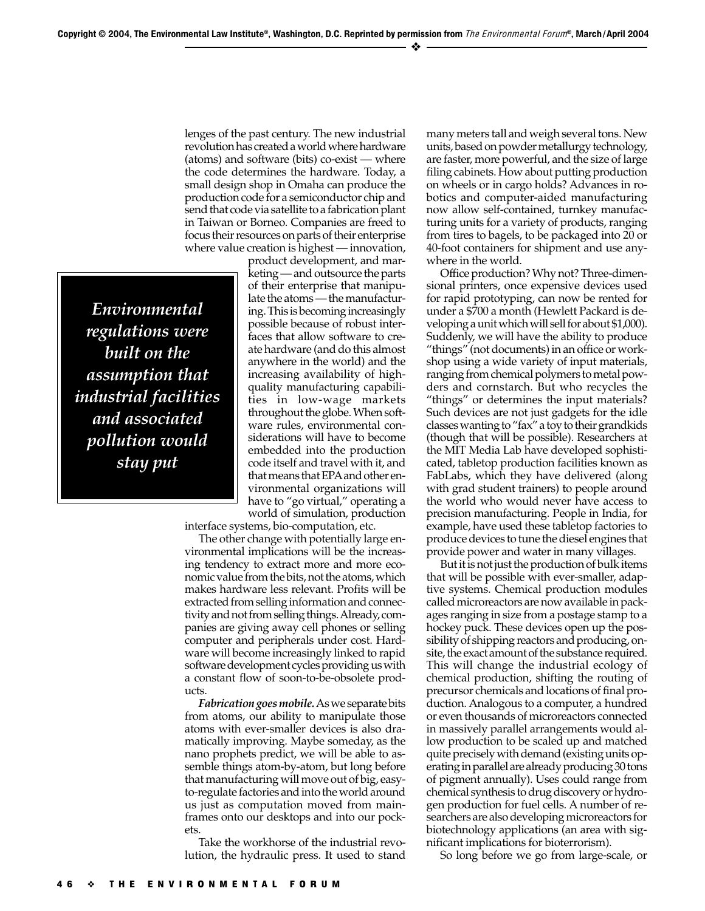lenges of the past century. The new industrial revolution has created a world where hardware (atoms) and software (bits) co-exist — where the code determines the hardware. Today, a small design shop in Omaha can produce the production code for a semiconductor chip and send that code via satellite to a fabrication plant in Taiwan or Borneo. Companies are freed to focus their resources on parts of their enterprise where value creation is highest — innovation, product development, and marketing — and outsource the parts of their enterprise that manipulate the atoms — the manufacturing. This is becoming increasingly possible because of robust interfaces that allow software to create hardware (and do this almost anywhere in the world) and the increasing availability of high-quality manufacturing capabilities in low-wage markets throughout the globe. When software rules, environmental considerations will have to become embedded into the production code itself and travel with it, and that means that EPA and other environmental organizations will have to "go virtual," operating a world of simulation, production interface systems, bio-computation, etc.

> ***Environmental regulations were built on the assumption that industrial facilities and associated pollution would stay put***

The other change with potentially large environmental implications will be the increasing tendency to extract more and more economic value from the bits, not the atoms, which makes hardware less relevant. Profits will be extracted from selling information and connectivity and not from selling things. Already, companies are giving away cell phones or selling computer and peripherals under cost. Hardware will become increasingly linked to rapid software development cycles providing us with a constant flow of soon-to-be-obsolete products.

***Fabrication goes mobile.*** As we separate bits from atoms, our ability to manipulate those atoms with ever-smaller devices is also dramatically improving. Maybe someday, as the nano prophets predict, we will be able to assemble things atom-by-atom, but long before that manufacturing will move out of big, easy-to-regulate factories and into the world around us just as computation moved from mainframes onto our desktops and into our pockets.

Take the workhorse of the industrial revolution, the hydraulic press. It used to stand many meters tall and weigh several tons. New units, based on powder metallurgy technology, are faster, more powerful, and the size of large filing cabinets. How about putting production on wheels or in cargo holds? Advances in robotics and computer-aided manufacturing now allow self-contained, turnkey manufacturing units for a variety of products, ranging from tires to bagels, to be packaged into 20 or 40-foot containers for shipment and use anywhere in the world.

Office production? Why not? Three-dimensional printers, once expensive devices used for rapid prototyping, can now be rented for under a $700 a month (Hewlett Packard is developing a unit which will sell for about $1,000). Suddenly, we will have the ability to produce "things" (not documents) in an office or workshop using a wide variety of input materials, ranging from chemical polymers to metal powders and cornstarch. But who recycles the "things" or determines the input materials? Such devices are not just gadgets for the idle classes wanting to "fax" a toy to their grandkids (though that will be possible). Researchers at the MIT Media Lab have developed sophisticated, tabletop production facilities known as FabLabs, which they have delivered (along with grad student trainers) to people around the world who would never have access to precision manufacturing. People in India, for example, have used these tabletop factories to produce devices to tune the diesel engines that provide power and water in many villages.

But it is not just the production of bulk items that will be possible with ever-smaller, adaptive systems. Chemical production modules called microreactors are now available in packages ranging in size from a postage stamp to a hockey puck. These devices open up the possibility of shipping reactors and producing, on-site, the exact amount of the substance required. This will change the industrial ecology of chemical production, shifting the routing of precursor chemicals and locations of final production. Analogous to a computer, a hundred or even thousands of microreactors connected in massively parallel arrangements would allow production to be scaled up and matched quite precisely with demand (existing units operating in parallel are already producing 30 tons of pigment annually). Uses could range from chemical synthesis to drug discovery or hydrogen production for fuel cells. A number of researchers are also developing microreactors for biotechnology applications (an area with significant implications for bioterrorism).

So long before we go from large-scale, or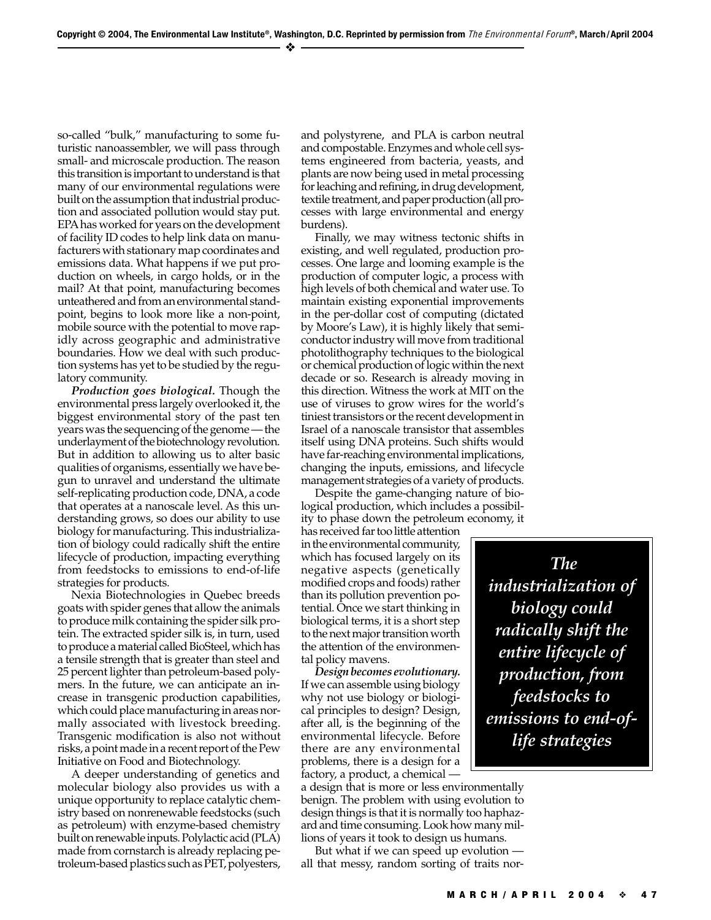so-called "bulk," manufacturing to some futuristic nanoassembler, we will pass through small- and microscale production. The reason this transition is important to understand is that many of our environmental regulations were built on the assumption that industrial production and associated pollution would stay put. EPA has worked for years on the development of facility ID codes to help link data on manufacturers with stationary map coordinates and emissions data. What happens if we put production on wheels, in cargo holds, or in the mail? At that point, manufacturing becomes unteathered and from an environmental standpoint, begins to look more like a non-point, mobile source with the potential to move rapidly across geographic and administrative boundaries. How we deal with such production systems has yet to be studied by the regulatory community.

***Production goes biological.*** Though the environmental press largely overlooked it, the biggest environmental story of the past ten years was the sequencing of the genome — the underlayment of the biotechnology revolution. But in addition to allowing us to alter basic qualities of organisms, essentially we have begun to unravel and understand the ultimate self-replicating production code, DNA, a code that operates at a nanoscale level. As this understanding grows, so does our ability to use biology for manufacturing. This industrialization of biology could radically shift the entire lifecycle of production, impacting everything from feedstocks to emissions to end-of-life strategies for products.

Nexia Biotechnologies in Quebec breeds goats with spider genes that allow the animals to produce milk containing the spider silk protein. The extracted spider silk is, in turn, used to produce a material called BioSteel, which has a tensile strength that is greater than steel and 25 percent lighter than petroleum-based polymers. In the future, we can anticipate an increase in transgenic production capabilities, which could place manufacturing in areas normally associated with livestock breeding. Transgenic modification is also not without risks, a point made in a recent report of the Pew Initiative on Food and Biotechnology.

A deeper understanding of genetics and molecular biology also provides us with a unique opportunity to replace catalytic chemistry based on nonrenewable feedstocks (such as petroleum) with enzyme-based chemistry built on renewable inputs. Polylactic acid (PLA) made from cornstarch is already replacing petroleum-based plastics such as PET, polyesters, and polystyrene, and PLA is carbon neutral and compostable. Enzymes and whole cell systems engineered from bacteria, yeasts, and plants are now being used in metal processing for leaching and refining, in drug development, textile treatment, and paper production (all processes with large environmental and energy burdens).

Finally, we may witness tectonic shifts in existing, and well regulated, production processes. One large and looming example is the production of computer logic, a process with high levels of both chemical and water use. To maintain existing exponential improvements in the per-dollar cost of computing (dictated by Moore's Law), it is highly likely that semiconductor industry will move from traditional photolithography techniques to the biological or chemical production of logic within the next decade or so. Research is already moving in this direction. Witness the work at MIT on the use of viruses to grow wires for the world's tiniest transistors or the recent development in Israel of a nanoscale transistor that assembles itself using DNA proteins. Such shifts would have far-reaching environmental implications, changing the inputs, emissions, and lifecycle management strategies of a variety of products.

Despite the game-changing nature of biological production, which includes a possibility to phase down the petroleum economy, it has received far too little attention in the environmental community, which has focused largely on its negative aspects (genetically modified crops and foods) rather than its pollution prevention potential. Once we start thinking in biological terms, it is a short step to the next major transition worth the attention of the environmental policy mavens.

> ***The industrialization of biology could radically shift the entire lifecycle of production, from feedstocks to emissions to end-of-life strategies***

***Design becomes evolutionary.*** If we can assemble using biology why not use biology or biological principles to design? Design, after all, is the beginning of the environmental lifecycle. Before there are any environmental problems, there is a design for a factory, a product, a chemical — a design that is more or less environmentally benign. The problem with using evolution to design things is that it is normally too haphazard and time consuming. Look how many millions of years it took to design us humans.

But what if we can speed up evolution — all that messy, random sorting of traits nor-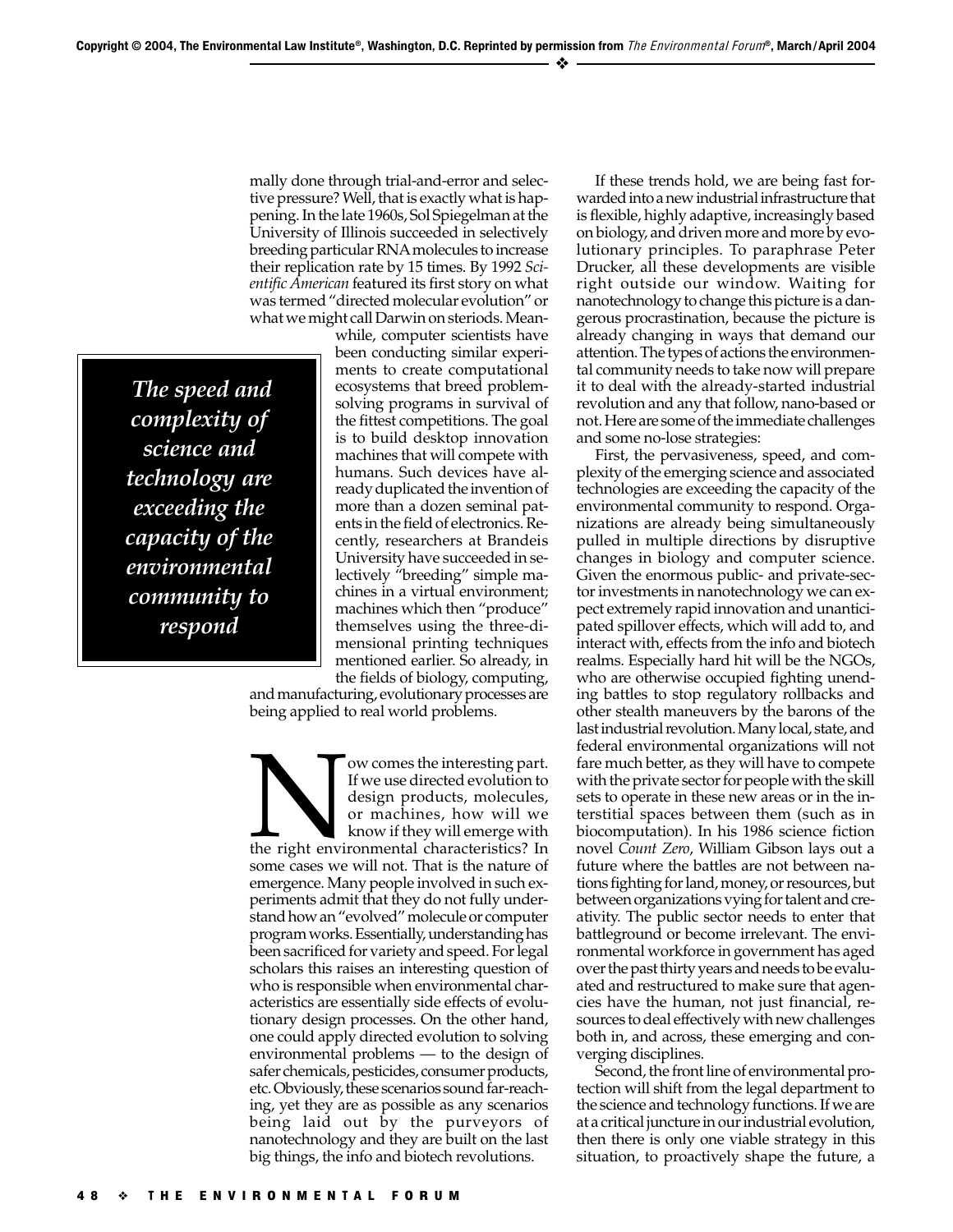mally done through trial-and-error and selective pressure? Well, that is exactly what is happening. In the late 1960s, Sol Spiegelman at the University of Illinois succeeded in selectively breeding particular RNA molecules to increase their replication rate by 15 times. By 1992 *Scientific American* featured its first story on what was termed "directed molecular evolution" or what we might call Darwin on steriods. Meanwhile, computer scientists have been conducting similar experiments to create computational ecosystems that breed problem-solving programs in survival of the fittest competitions. The goal is to build desktop innovation machines that will compete with humans. Such devices have already duplicated the invention of more than a dozen seminal patents in the field of electronics. Recently, researchers at Brandeis University have succeeded in selectively "breeding" simple machines in a virtual environment; machines which then "produce" themselves using the three-dimensional printing techniques mentioned earlier. So already, in the fields of biology, computing, and manufacturing, evolutionary processes are being applied to real world problems.

***The speed and complexity of science and technology are exceeding the capacity of the environmental community to respond***

Now comes the interesting part. If we use directed evolution to design products, molecules, or machines, how will we know if they will emerge with the right environmental characteristics? In some cases we will not. That is the nature of emergence. Many people involved in such experiments admit that they do not fully understand how an "evolved" molecule or computer program works. Essentially, understanding has been sacrificed for variety and speed. For legal scholars this raises an interesting question of who is responsible when environmental characteristics are essentially side effects of evolutionary design processes. On the other hand, one could apply directed evolution to solving environmental problems — to the design of safer chemicals, pesticides, consumer products, etc. Obviously, these scenarios sound far-reaching, yet they are as possible as any scenarios being laid out by the purveyors of nanotechnology and they are built on the last big things, the info and biotech revolutions.

If these trends hold, we are being fast forwarded into a new industrial infrastructure that is flexible, highly adaptive, increasingly based on biology, and driven more and more by evolutionary principles. To paraphrase Peter Drucker, all these developments are visible right outside our window. Waiting for nanotechnology to change this picture is a dangerous procrastination, because the picture is already changing in ways that demand our attention. The types of actions the environmental community needs to take now will prepare it to deal with the already-started industrial revolution and any that follow, nano-based or not. Here are some of the immediate challenges and some no-lose strategies:

First, the pervasiveness, speed, and complexity of the emerging science and associated technologies are exceeding the capacity of the environmental community to respond. Organizations are already being simultaneously pulled in multiple directions by disruptive changes in biology and computer science. Given the enormous public- and private-sector investments in nanotechnology we can expect extremely rapid innovation and unanticipated spillover effects, which will add to, and interact with, effects from the info and biotech realms. Especially hard hit will be the NGOs, who are otherwise occupied fighting unending battles to stop regulatory rollbacks and other stealth maneuvers by the barons of the last industrial revolution. Many local, state, and federal environmental organizations will not fare much better, as they will have to compete with the private sector for people with the skill sets to operate in these new areas or in the interstitial spaces between them (such as in biocomputation). In his 1986 science fiction novel *Count Zero*, William Gibson lays out a future where the battles are not between nations fighting for land, money, or resources, but between organizations vying for talent and creativity. The public sector needs to enter that battleground or become irrelevant. The environmental workforce in government has aged over the past thirty years and needs to be evaluated and restructured to make sure that agencies have the human, not just financial, resources to deal effectively with new challenges both in, and across, these emerging and converging disciplines.

Second, the front line of environmental protection will shift from the legal department to the science and technology functions. If we are at a critical juncture in our industrial evolution, then there is only one viable strategy in this situation, to proactively shape the future, a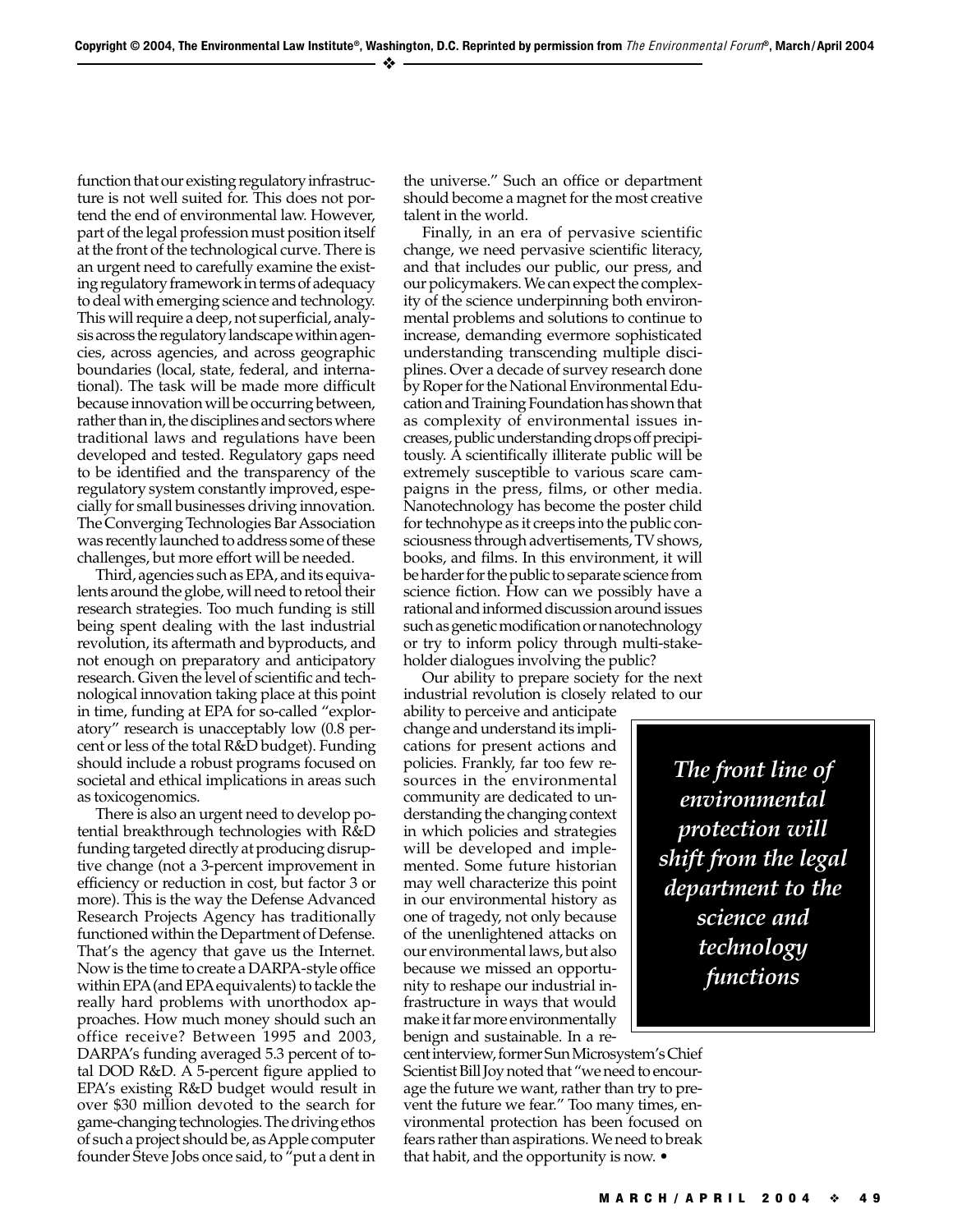function that our existing regulatory infrastructure is not well suited for. This does not portend the end of environmental law. However, part of the legal profession must position itself at the front of the technological curve. There is an urgent need to carefully examine the existing regulatory framework in terms of adequacy to deal with emerging science and technology. This will require a deep, not superficial, analysis across the regulatory landscape within agencies, across agencies, and across geographic boundaries (local, state, federal, and international). The task will be made more difficult because innovation will be occurring between, rather than in, the disciplines and sectors where traditional laws and regulations have been developed and tested. Regulatory gaps need to be identified and the transparency of the regulatory system constantly improved, especially for small businesses driving innovation. The Converging Technologies Bar Association was recently launched to address some of these challenges, but more effort will be needed.

Third, agencies such as EPA, and its equivalents around the globe, will need to retool their research strategies. Too much funding is still being spent dealing with the last industrial revolution, its aftermath and byproducts, and not enough on preparatory and anticipatory research. Given the level of scientific and technological innovation taking place at this point in time, funding at EPA for so-called "exploratory" research is unacceptably low (0.8 percent or less of the total R&D budget). Funding should include a robust programs focused on societal and ethical implications in areas such as toxicogenomics.

There is also an urgent need to develop potential breakthrough technologies with R&D funding targeted directly at producing disruptive change (not a 3-percent improvement in efficiency or reduction in cost, but factor 3 or more). This is the way the Defense Advanced Research Projects Agency has traditionally functioned within the Department of Defense. That's the agency that gave us the Internet. Now is the time to create a DARPA-style office within EPA (and EPA equivalents) to tackle the really hard problems with unorthodox approaches. How much money should such an office receive? Between 1995 and 2003, DARPA's funding averaged 5.3 percent of total DOD R&D. A 5-percent figure applied to EPA's existing R&D budget would result in over $30 million devoted to the search for game-changing technologies. The driving ethos of such a project should be, as Apple computer founder Steve Jobs once said, to "put a dent in the universe." Such an office or department should become a magnet for the most creative talent in the world.

Finally, in an era of pervasive scientific change, we need pervasive scientific literacy, and that includes our public, our press, and our policymakers. We can expect the complexity of the science underpinning both environmental problems and solutions to continue to increase, demanding evermore sophisticated understanding transcending multiple disciplines. Over a decade of survey research done by Roper for the National Environmental Education and Training Foundation has shown that as complexity of environmental issues increases, public understanding drops off precipitously. A scientifically illiterate public will be extremely susceptible to various scare campaigns in the press, films, or other media. Nanotechnology has become the poster child for technohype as it creeps into the public consciousness through advertisements, TV shows, books, and films. In this environment, it will be harder for the public to separate science from science fiction. How can we possibly have a rational and informed discussion around issues such as genetic modification or nanotechnology or try to inform policy through multi-stakeholder dialogues involving the public?

Our ability to prepare society for the next industrial revolution is closely related to our ability to perceive and anticipate change and understand its implications for present actions and policies. Frankly, far too few resources in the environmental community are dedicated to understanding the changing context in which policies and strategies will be developed and implemented. Some future historian may well characterize this point in our environmental history as one of tragedy, not only because of the unenlightened attacks on our environmental laws, but also because we missed an opportunity to reshape our industrial infrastructure in ways that would make it far more environmentally benign and sustainable. In a recent interview, former Sun Microsystem's Chief Scientist Bill Joy noted that "we need to encourage the future we want, rather than try to prevent the future we fear." Too many times, environmental protection has been focused on fears rather than aspirations. We need to break that habit, and the opportunity is now. •

***The front line of environmental protection will shift from the legal department to the science and technology functions***